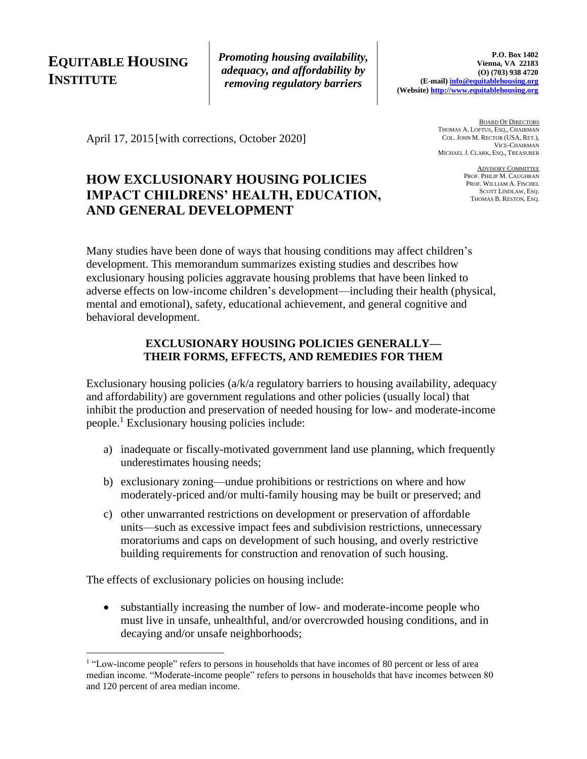**EQUITABLE HOUSING INSTITUTE**

*Promoting housing availability, adequacy, and affordability by removing regulatory barriers*

**P.O. Box 1402**
**Vienna, VA 22183**
**(O) (703) 938 4720**
**(E-mail) info@equitablehousing.org**
**(Website) http://www.equitablehousing.org**

BOARD OF DIRECTORS
THOMAS A. LOFTUS, ESQ., CHAIRMAN
COL. JOHN M. RECTOR (USA, RET.), VICE-CHAIRMAN
MICHAEL J. CLARK, ESQ., TREASURER

ADVISORY COMMITTEE
PROF. PHILIP M. CAUGHRAN
PROF. WILLIAM A. FISCHEL
SCOTT LINDLAW, ESQ.
THOMAS B. RESTON, ESQ.

April 17, 2015 [with corrections, October 2020]

# HOW EXCLUSIONARY HOUSING POLICIES IMPACT CHILDRENS' HEALTH, EDUCATION, AND GENERAL DEVELOPMENT

Many studies have been done of ways that housing conditions may affect children's development. This memorandum summarizes existing studies and describes how exclusionary housing policies aggravate housing problems that have been linked to adverse effects on low-income children's development—including their health (physical, mental and emotional), safety, educational achievement, and general cognitive and behavioral development.

## EXCLUSIONARY HOUSING POLICIES GENERALLY—THEIR FORMS, EFFECTS, AND REMEDIES FOR THEM

Exclusionary housing policies (a/k/a regulatory barriers to housing availability, adequacy and affordability) are government regulations and other policies (usually local) that inhibit the production and preservation of needed housing for low- and moderate-income people.[1] Exclusionary housing policies include:

a) inadequate or fiscally-motivated government land use planning, which frequently underestimates housing needs;

b) exclusionary zoning—undue prohibitions or restrictions on where and how moderately-priced and/or multi-family housing may be built or preserved; and

c) other unwarranted restrictions on development or preservation of affordable units—such as excessive impact fees and subdivision restrictions, unnecessary moratoriums and caps on development of such housing, and overly restrictive building requirements for construction and renovation of such housing.

The effects of exclusionary policies on housing include:

- substantially increasing the number of low- and moderate-income people who must live in unsafe, unhealthful, and/or overcrowded housing conditions, and in decaying and/or unsafe neighborhoods;

[1] "Low-income people" refers to persons in households that have incomes of 80 percent or less of area median income. "Moderate-income people" refers to persons in households that have incomes between 80 and 120 percent of area median income.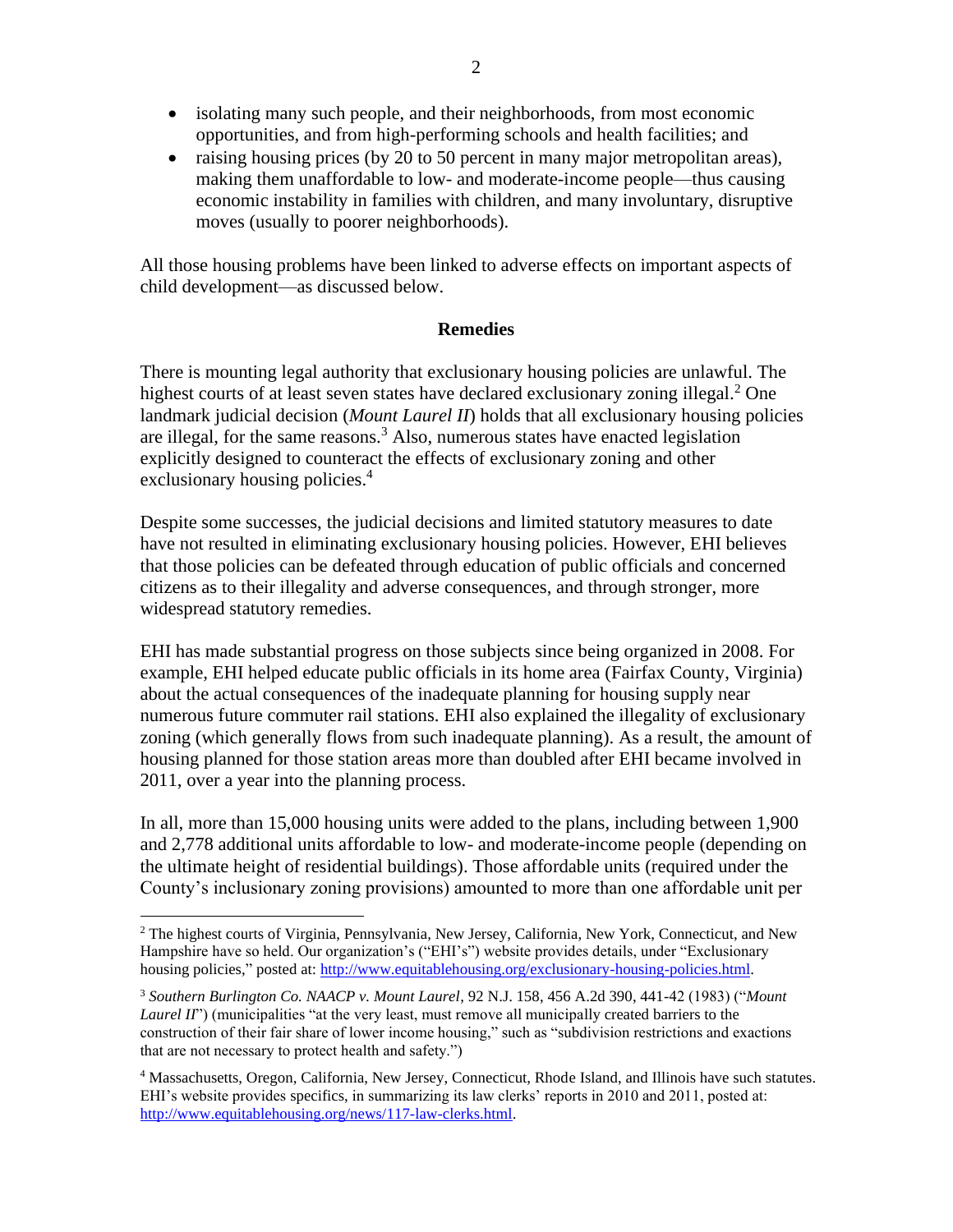- isolating many such people, and their neighborhoods, from most economic opportunities, and from high-performing schools and health facilities; and
- raising housing prices (by 20 to 50 percent in many major metropolitan areas), making them unaffordable to low- and moderate-income people—thus causing economic instability in families with children, and many involuntary, disruptive moves (usually to poorer neighborhoods).

All those housing problems have been linked to adverse effects on important aspects of child development—as discussed below.

**Remedies**

There is mounting legal authority that exclusionary housing policies are unlawful. The highest courts of at least seven states have declared exclusionary zoning illegal.[2] One landmark judicial decision (*Mount Laurel II*) holds that all exclusionary housing policies are illegal, for the same reasons.[3] Also, numerous states have enacted legislation explicitly designed to counteract the effects of exclusionary zoning and other exclusionary housing policies.[4]

Despite some successes, the judicial decisions and limited statutory measures to date have not resulted in eliminating exclusionary housing policies. However, EHI believes that those policies can be defeated through education of public officials and concerned citizens as to their illegality and adverse consequences, and through stronger, more widespread statutory remedies.

EHI has made substantial progress on those subjects since being organized in 2008. For example, EHI helped educate public officials in its home area (Fairfax County, Virginia) about the actual consequences of the inadequate planning for housing supply near numerous future commuter rail stations. EHI also explained the illegality of exclusionary zoning (which generally flows from such inadequate planning). As a result, the amount of housing planned for those station areas more than doubled after EHI became involved in 2011, over a year into the planning process.

In all, more than 15,000 housing units were added to the plans, including between 1,900 and 2,778 additional units affordable to low- and moderate-income people (depending on the ultimate height of residential buildings). Those affordable units (required under the County's inclusionary zoning provisions) amounted to more than one affordable unit per

---

[2] The highest courts of Virginia, Pennsylvania, New Jersey, California, New York, Connecticut, and New Hampshire have so held. Our organization's ("EHI's") website provides details, under "Exclusionary housing policies," posted at: http://www.equitablehousing.org/exclusionary-housing-policies.html.

[3] *Southern Burlington Co. NAACP v. Mount Laurel*, 92 N.J. 158, 456 A.2d 390, 441-42 (1983) ("*Mount Laurel II*") (municipalities "at the very least, must remove all municipally created barriers to the construction of their fair share of lower income housing," such as "subdivision restrictions and exactions that are not necessary to protect health and safety.")

[4] Massachusetts, Oregon, California, New Jersey, Connecticut, Rhode Island, and Illinois have such statutes. EHI's website provides specifics, in summarizing its law clerks' reports in 2010 and 2011, posted at: http://www.equitablehousing.org/news/117-law-clerks.html.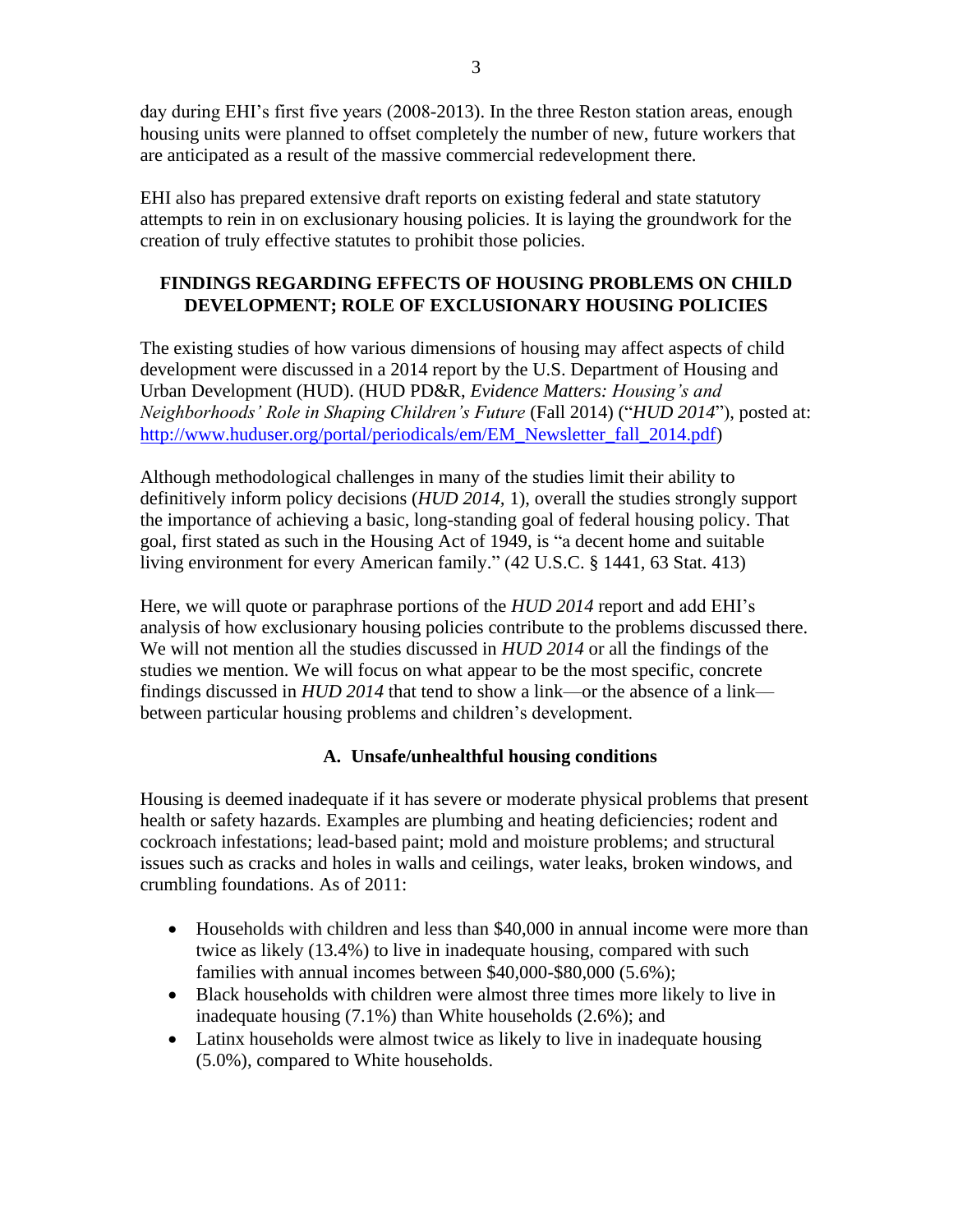day during EHI's first five years (2008-2013). In the three Reston station areas, enough housing units were planned to offset completely the number of new, future workers that are anticipated as a result of the massive commercial redevelopment there.

EHI also has prepared extensive draft reports on existing federal and state statutory attempts to rein in on exclusionary housing policies. It is laying the groundwork for the creation of truly effective statutes to prohibit those policies.

## FINDINGS REGARDING EFFECTS OF HOUSING PROBLEMS ON CHILD DEVELOPMENT; ROLE OF EXCLUSIONARY HOUSING POLICIES

The existing studies of how various dimensions of housing may affect aspects of child development were discussed in a 2014 report by the U.S. Department of Housing and Urban Development (HUD). (HUD PD&R, *Evidence Matters: Housing's and Neighborhoods' Role in Shaping Children's Future* (Fall 2014) ("*HUD 2014*"), posted at: [http://www.huduser.org/portal/periodicals/em/EM_Newsletter_fall_2014.pdf](http://www.huduser.org/portal/periodicals/em/EM_Newsletter_fall_2014.pdf))

Although methodological challenges in many of the studies limit their ability to definitively inform policy decisions (*HUD 2014,* 1), overall the studies strongly support the importance of achieving a basic, long-standing goal of federal housing policy. That goal, first stated as such in the Housing Act of 1949, is "a decent home and suitable living environment for every American family." (42 U.S.C. § 1441, 63 Stat. 413)

Here, we will quote or paraphrase portions of the *HUD 2014* report and add EHI's analysis of how exclusionary housing policies contribute to the problems discussed there. We will not mention all the studies discussed in *HUD 2014* or all the findings of the studies we mention. We will focus on what appear to be the most specific, concrete findings discussed in *HUD 2014* that tend to show a link—or the absence of a link—between particular housing problems and children's development.

### A. Unsafe/unhealthful housing conditions

Housing is deemed inadequate if it has severe or moderate physical problems that present health or safety hazards. Examples are plumbing and heating deficiencies; rodent and cockroach infestations; lead-based paint; mold and moisture problems; and structural issues such as cracks and holes in walls and ceilings, water leaks, broken windows, and crumbling foundations. As of 2011:

- Households with children and less than $40,000 in annual income were more than twice as likely (13.4%) to live in inadequate housing, compared with such families with annual incomes between $40,000-$80,000 (5.6%);
- Black households with children were almost three times more likely to live in inadequate housing (7.1%) than White households (2.6%); and
- Latinx households were almost twice as likely to live in inadequate housing (5.0%), compared to White households.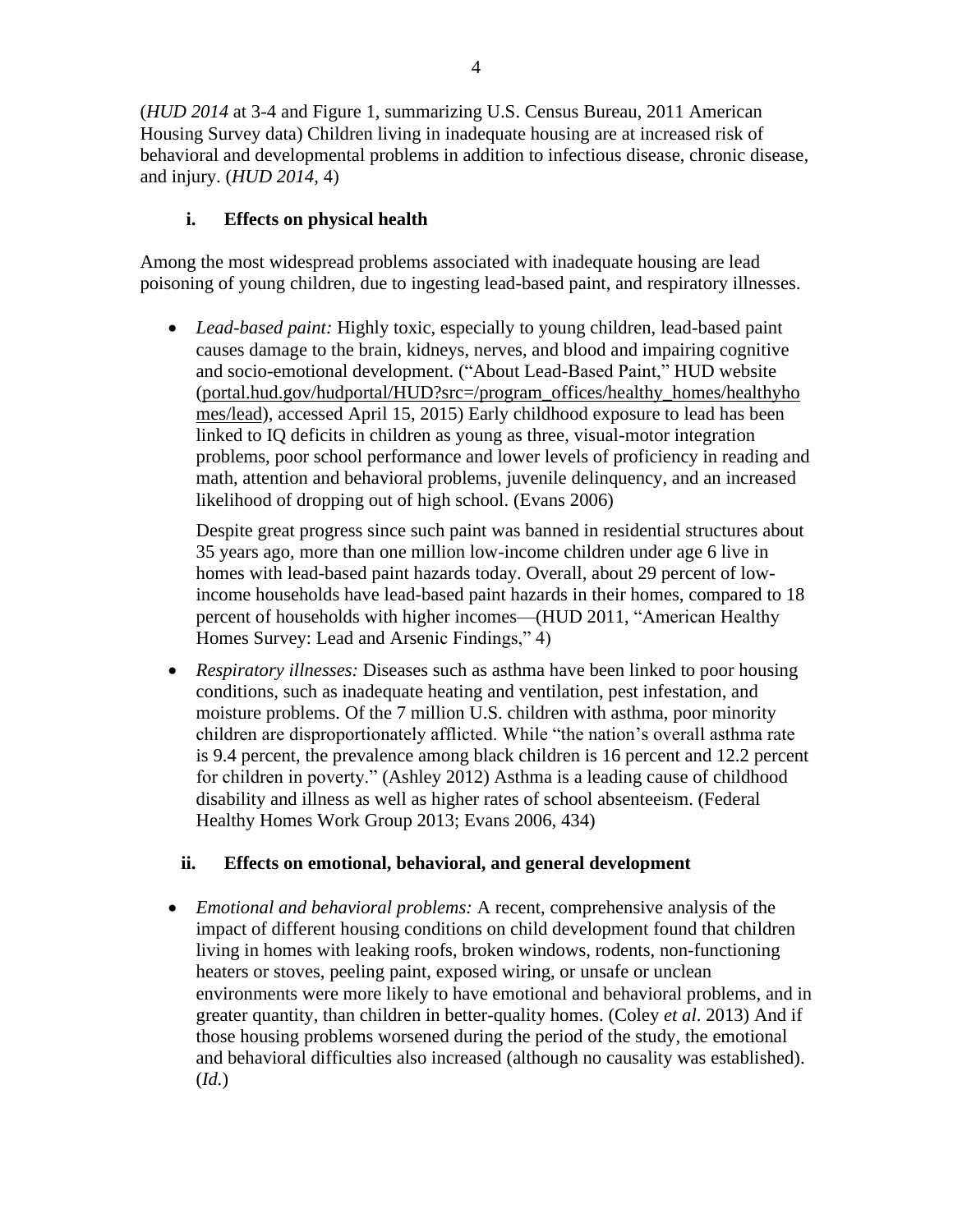(*HUD 2014* at 3-4 and Figure 1, summarizing U.S. Census Bureau, 2011 American Housing Survey data) Children living in inadequate housing are at increased risk of behavioral and developmental problems in addition to infectious disease, chronic disease, and injury. (*HUD 2014*, 4)

### i. Effects on physical health

Among the most widespread problems associated with inadequate housing are lead poisoning of young children, due to ingesting lead-based paint, and respiratory illnesses.

- *Lead-based paint:* Highly toxic, especially to young children, lead-based paint causes damage to the brain, kidneys, nerves, and blood and impairing cognitive and socio-emotional development. ("About Lead-Based Paint," HUD website (portal.hud.gov/hudportal/HUD?src=/program_offices/healthy_homes/healthyhomes/lead), accessed April 15, 2015) Early childhood exposure to lead has been linked to IQ deficits in children as young as three, visual-motor integration problems, poor school performance and lower levels of proficiency in reading and math, attention and behavioral problems, juvenile delinquency, and an increased likelihood of dropping out of high school. (Evans 2006)

  Despite great progress since such paint was banned in residential structures about 35 years ago, more than one million low-income children under age 6 live in homes with lead-based paint hazards today. Overall, about 29 percent of low-income households have lead-based paint hazards in their homes, compared to 18 percent of households with higher incomes—(HUD 2011, "American Healthy Homes Survey: Lead and Arsenic Findings," 4)

- *Respiratory illnesses:* Diseases such as asthma have been linked to poor housing conditions, such as inadequate heating and ventilation, pest infestation, and moisture problems. Of the 7 million U.S. children with asthma, poor minority children are disproportionately afflicted. While "the nation's overall asthma rate is 9.4 percent, the prevalence among black children is 16 percent and 12.2 percent for children in poverty." (Ashley 2012) Asthma is a leading cause of childhood disability and illness as well as higher rates of school absenteeism. (Federal Healthy Homes Work Group 2013; Evans 2006, 434)

### ii. Effects on emotional, behavioral, and general development

- *Emotional and behavioral problems:* A recent, comprehensive analysis of the impact of different housing conditions on child development found that children living in homes with leaking roofs, broken windows, rodents, non-functioning heaters or stoves, peeling paint, exposed wiring, or unsafe or unclean environments were more likely to have emotional and behavioral problems, and in greater quantity, than children in better-quality homes. (Coley *et al*. 2013) And if those housing problems worsened during the period of the study, the emotional and behavioral difficulties also increased (although no causality was established). (*Id.*)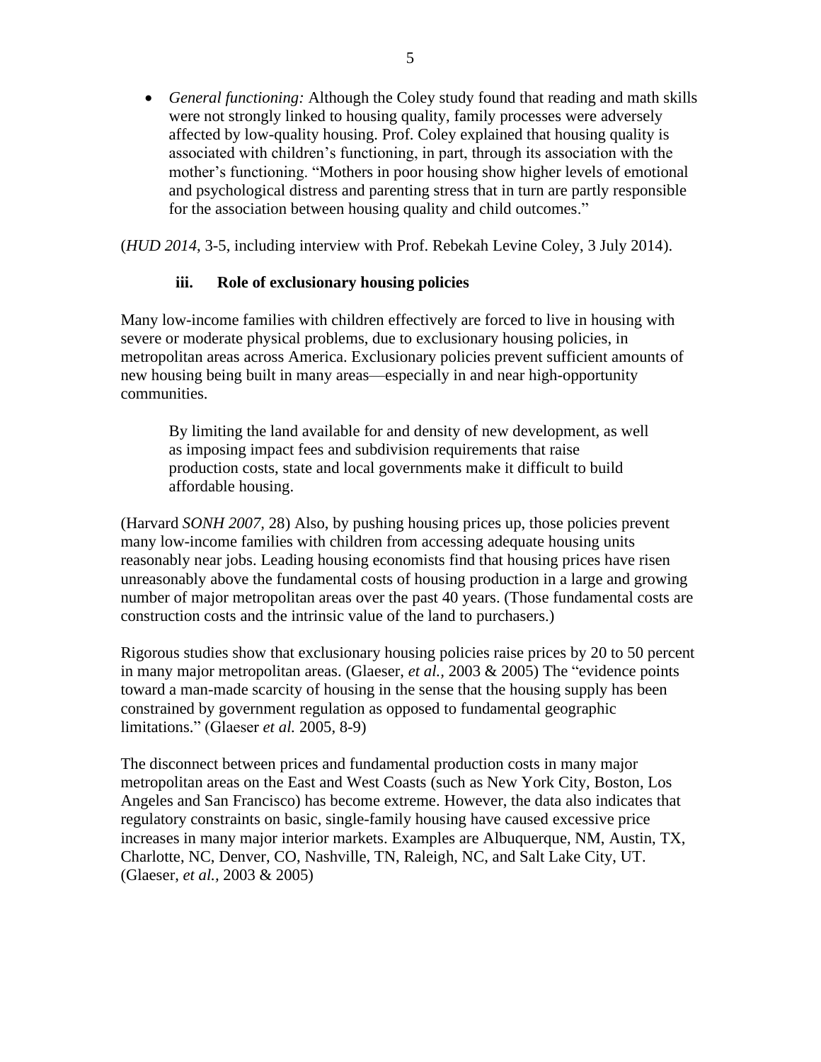- *General functioning:* Although the Coley study found that reading and math skills were not strongly linked to housing quality, family processes were adversely affected by low-quality housing. Prof. Coley explained that housing quality is associated with children's functioning, in part, through its association with the mother's functioning. "Mothers in poor housing show higher levels of emotional and psychological distress and parenting stress that in turn are partly responsible for the association between housing quality and child outcomes."

(*HUD 2014*, 3-5, including interview with Prof. Rebekah Levine Coley, 3 July 2014).

### iii. Role of exclusionary housing policies

Many low-income families with children effectively are forced to live in housing with severe or moderate physical problems, due to exclusionary housing policies, in metropolitan areas across America. Exclusionary policies prevent sufficient amounts of new housing being built in many areas—especially in and near high-opportunity communities.

> By limiting the land available for and density of new development, as well as imposing impact fees and subdivision requirements that raise production costs, state and local governments make it difficult to build affordable housing.

(Harvard *SONH 2007*, 28) Also, by pushing housing prices up, those policies prevent many low-income families with children from accessing adequate housing units reasonably near jobs. Leading housing economists find that housing prices have risen unreasonably above the fundamental costs of housing production in a large and growing number of major metropolitan areas over the past 40 years. (Those fundamental costs are construction costs and the intrinsic value of the land to purchasers.)

Rigorous studies show that exclusionary housing policies raise prices by 20 to 50 percent in many major metropolitan areas. (Glaeser, *et al.*, 2003 & 2005) The "evidence points toward a man-made scarcity of housing in the sense that the housing supply has been constrained by government regulation as opposed to fundamental geographic limitations." (Glaeser *et al.* 2005, 8-9)

The disconnect between prices and fundamental production costs in many major metropolitan areas on the East and West Coasts (such as New York City, Boston, Los Angeles and San Francisco) has become extreme. However, the data also indicates that regulatory constraints on basic, single-family housing have caused excessive price increases in many major interior markets. Examples are Albuquerque, NM, Austin, TX, Charlotte, NC, Denver, CO, Nashville, TN, Raleigh, NC, and Salt Lake City, UT. (Glaeser, *et al.*, 2003 & 2005)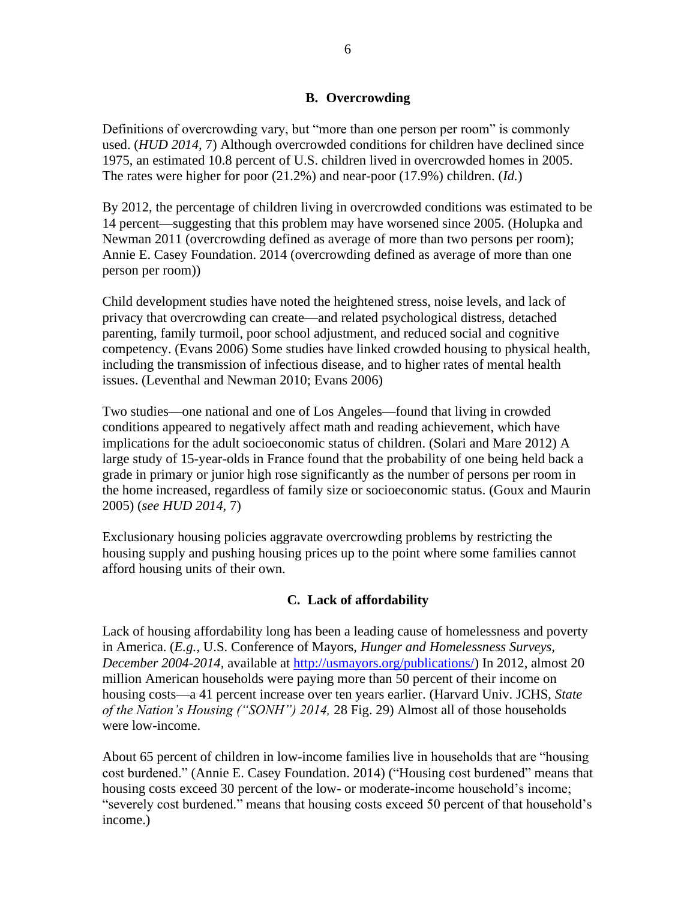### B. Overcrowding

Definitions of overcrowding vary, but "more than one person per room" is commonly used. (*HUD 2014,* 7) Although overcrowded conditions for children have declined since 1975, an estimated 10.8 percent of U.S. children lived in overcrowded homes in 2005. The rates were higher for poor (21.2%) and near-poor (17.9%) children. (*Id.*)

By 2012, the percentage of children living in overcrowded conditions was estimated to be 14 percent—suggesting that this problem may have worsened since 2005. (Holupka and Newman 2011 (overcrowding defined as average of more than two persons per room); Annie E. Casey Foundation. 2014 (overcrowding defined as average of more than one person per room))

Child development studies have noted the heightened stress, noise levels, and lack of privacy that overcrowding can create—and related psychological distress, detached parenting, family turmoil, poor school adjustment, and reduced social and cognitive competency. (Evans 2006) Some studies have linked crowded housing to physical health, including the transmission of infectious disease, and to higher rates of mental health issues. (Leventhal and Newman 2010; Evans 2006)

Two studies—one national and one of Los Angeles—found that living in crowded conditions appeared to negatively affect math and reading achievement, which have implications for the adult socioeconomic status of children. (Solari and Mare 2012) A large study of 15-year-olds in France found that the probability of one being held back a grade in primary or junior high rose significantly as the number of persons per room in the home increased, regardless of family size or socioeconomic status. (Goux and Maurin 2005) (*see HUD 2014*, 7)

Exclusionary housing policies aggravate overcrowding problems by restricting the housing supply and pushing housing prices up to the point where some families cannot afford housing units of their own.

### C. Lack of affordability

Lack of housing affordability long has been a leading cause of homelessness and poverty in America. (*E.g.,* U.S. Conference of Mayors, *Hunger and Homelessness Surveys, December 2004-2014,* available at [http://usmayors.org/publications/](http://usmayors.org/publications/)) In 2012, almost 20 million American households were paying more than 50 percent of their income on housing costs—a 41 percent increase over ten years earlier. (Harvard Univ. JCHS, *State of the Nation's Housing ("SONH") 2014,* 28 Fig. 29) Almost all of those households were low-income.

About 65 percent of children in low-income families live in households that are "housing cost burdened." (Annie E. Casey Foundation. 2014) ("Housing cost burdened" means that housing costs exceed 30 percent of the low- or moderate-income household's income; "severely cost burdened." means that housing costs exceed 50 percent of that household's income.)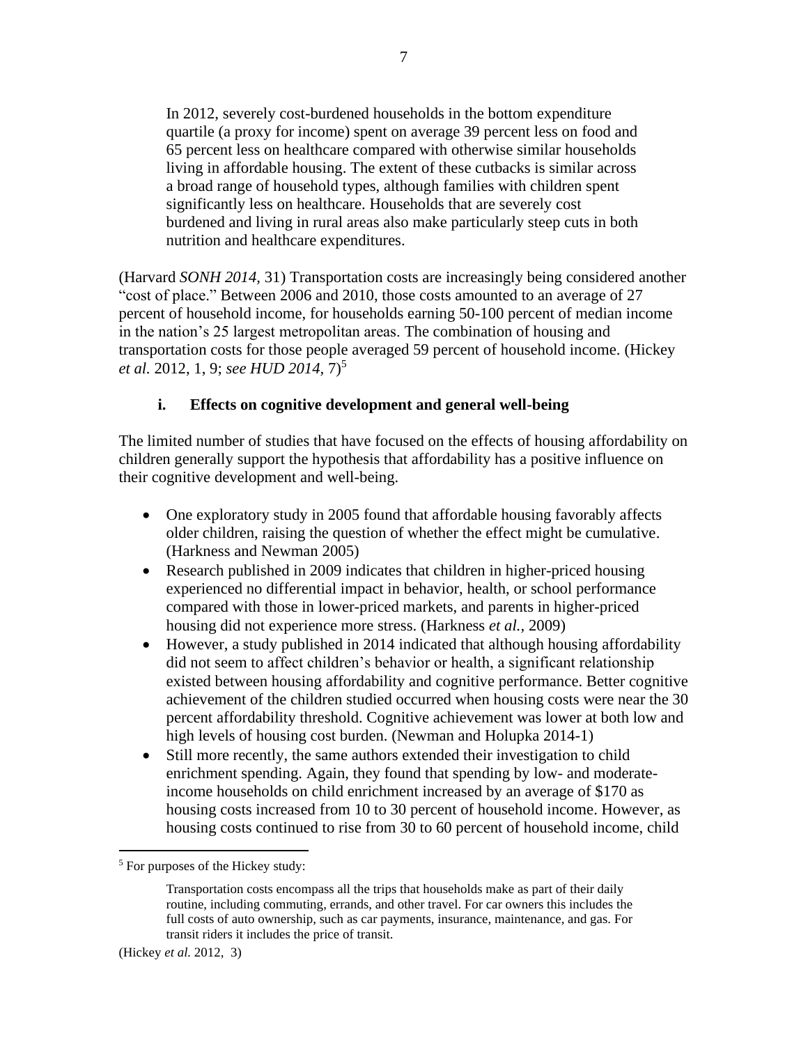> In 2012, severely cost-burdened households in the bottom expenditure quartile (a proxy for income) spent on average 39 percent less on food and 65 percent less on healthcare compared with otherwise similar households living in affordable housing. The extent of these cutbacks is similar across a broad range of household types, although families with children spent significantly less on healthcare. Households that are severely cost burdened and living in rural areas also make particularly steep cuts in both nutrition and healthcare expenditures.

(Harvard *SONH 2014*, 31) Transportation costs are increasingly being considered another "cost of place." Between 2006 and 2010, those costs amounted to an average of 27 percent of household income, for households earning 50-100 percent of median income in the nation's 25 largest metropolitan areas. The combination of housing and transportation costs for those people averaged 59 percent of household income. (Hickey *et al.* 2012, 1, 9; *see HUD 2014*, 7)[5]

### i. Effects on cognitive development and general well-being

The limited number of studies that have focused on the effects of housing affordability on children generally support the hypothesis that affordability has a positive influence on their cognitive development and well-being.

- One exploratory study in 2005 found that affordable housing favorably affects older children, raising the question of whether the effect might be cumulative. (Harkness and Newman 2005)
- Research published in 2009 indicates that children in higher-priced housing experienced no differential impact in behavior, health, or school performance compared with those in lower-priced markets, and parents in higher-priced housing did not experience more stress. (Harkness *et al.*, 2009)
- However, a study published in 2014 indicated that although housing affordability did not seem to affect children's behavior or health, a significant relationship existed between housing affordability and cognitive performance. Better cognitive achievement of the children studied occurred when housing costs were near the 30 percent affordability threshold. Cognitive achievement was lower at both low and high levels of housing cost burden. (Newman and Holupka 2014-1)
- Still more recently, the same authors extended their investigation to child enrichment spending. Again, they found that spending by low- and moderate-income households on child enrichment increased by an average of $170 as housing costs increased from 10 to 30 percent of household income. However, as housing costs continued to rise from 30 to 60 percent of household income, child

---

[5] For purposes of the Hickey study:

> Transportation costs encompass all the trips that households make as part of their daily routine, including commuting, errands, and other travel. For car owners this includes the full costs of auto ownership, such as car payments, insurance, maintenance, and gas. For transit riders it includes the price of transit.

(Hickey *et al.* 2012, 3)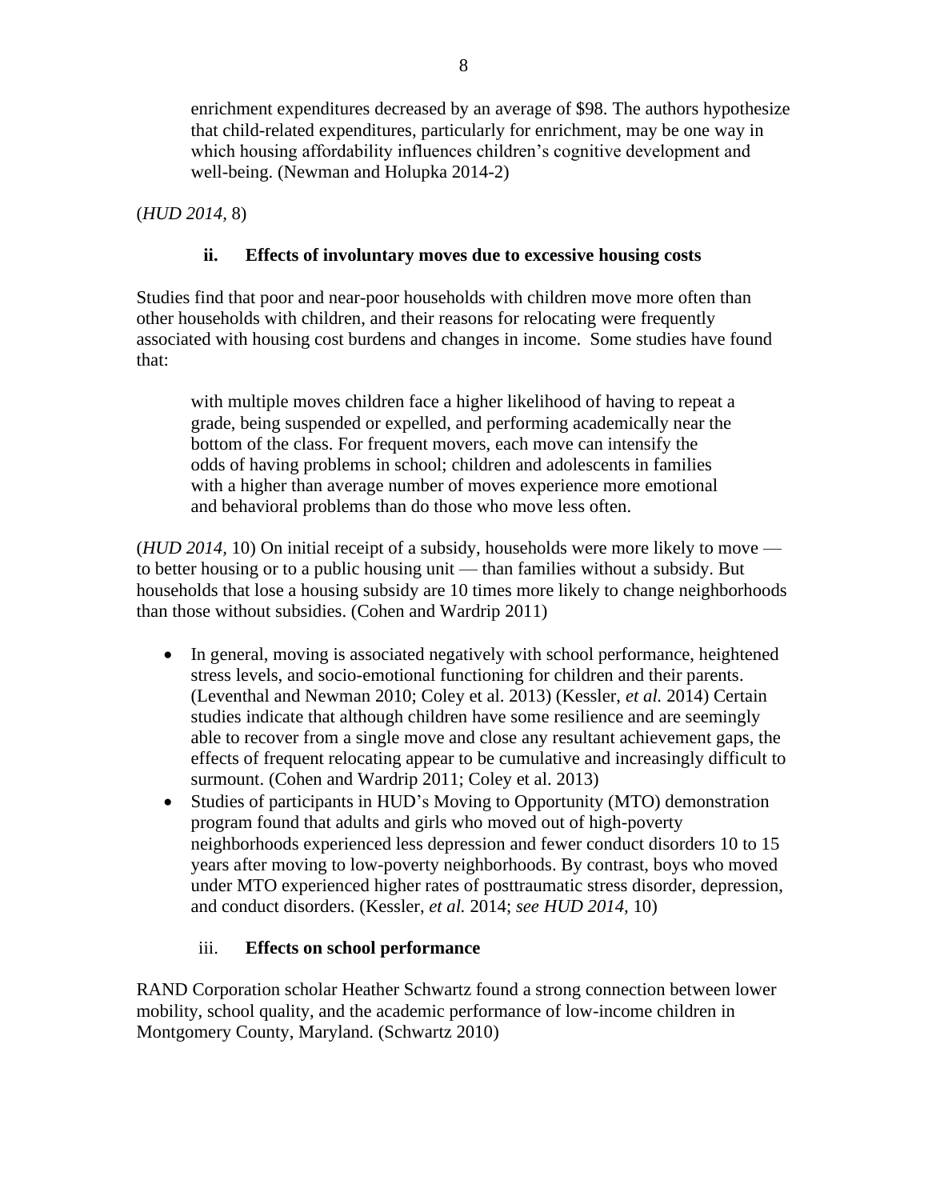> enrichment expenditures decreased by an average of $98. The authors hypothesize that child-related expenditures, particularly for enrichment, may be one way in which housing affordability influences children's cognitive development and well-being. (Newman and Holupka 2014-2)

(*HUD 2014,* 8)

### ii. Effects of involuntary moves due to excessive housing costs

Studies find that poor and near-poor households with children move more often than other households with children, and their reasons for relocating were frequently associated with housing cost burdens and changes in income. Some studies have found that:

> with multiple moves children face a higher likelihood of having to repeat a grade, being suspended or expelled, and performing academically near the bottom of the class. For frequent movers, each move can intensify the odds of having problems in school; children and adolescents in families with a higher than average number of moves experience more emotional and behavioral problems than do those who move less often.

(*HUD 2014,* 10) On initial receipt of a subsidy, households were more likely to move — to better housing or to a public housing unit — than families without a subsidy. But households that lose a housing subsidy are 10 times more likely to change neighborhoods than those without subsidies. (Cohen and Wardrip 2011)

- In general, moving is associated negatively with school performance, heightened stress levels, and socio-emotional functioning for children and their parents. (Leventhal and Newman 2010; Coley et al. 2013) (Kessler, *et al.* 2014) Certain studies indicate that although children have some resilience and are seemingly able to recover from a single move and close any resultant achievement gaps, the effects of frequent relocating appear to be cumulative and increasingly difficult to surmount. (Cohen and Wardrip 2011; Coley et al. 2013)
- Studies of participants in HUD's Moving to Opportunity (MTO) demonstration program found that adults and girls who moved out of high-poverty neighborhoods experienced less depression and fewer conduct disorders 10 to 15 years after moving to low-poverty neighborhoods. By contrast, boys who moved under MTO experienced higher rates of posttraumatic stress disorder, depression, and conduct disorders. (Kessler, *et al.* 2014; *see HUD 2014,* 10)

### iii. Effects on school performance

RAND Corporation scholar Heather Schwartz found a strong connection between lower mobility, school quality, and the academic performance of low-income children in Montgomery County, Maryland. (Schwartz 2010)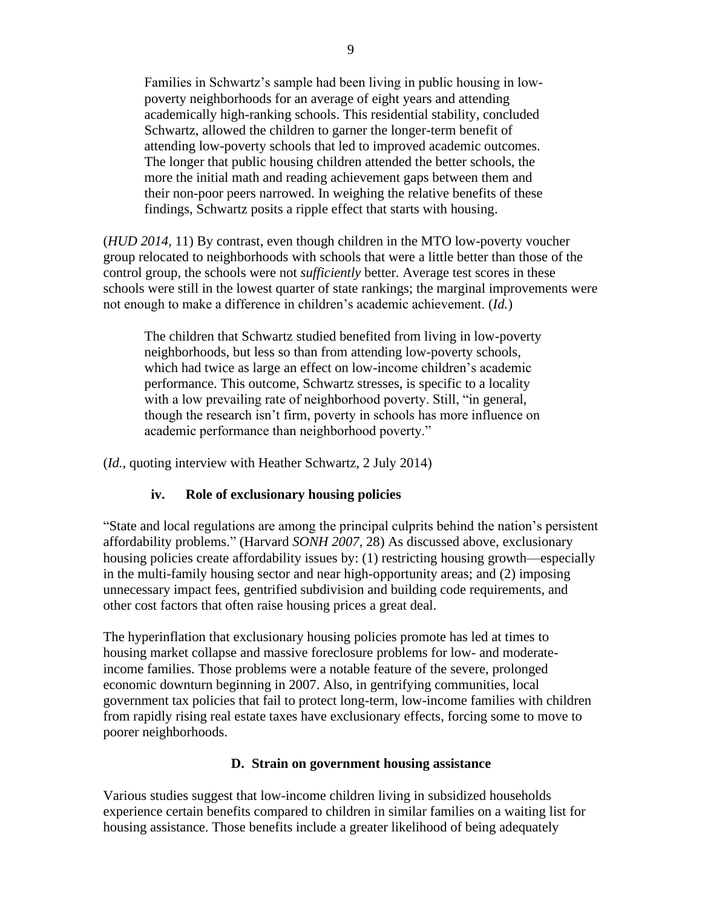> Families in Schwartz's sample had been living in public housing in low-poverty neighborhoods for an average of eight years and attending academically high-ranking schools. This residential stability, concluded Schwartz, allowed the children to garner the longer-term benefit of attending low-poverty schools that led to improved academic outcomes. The longer that public housing children attended the better schools, the more the initial math and reading achievement gaps between them and their non-poor peers narrowed. In weighing the relative benefits of these findings, Schwartz posits a ripple effect that starts with housing.

(*HUD 2014*, 11) By contrast, even though children in the MTO low-poverty voucher group relocated to neighborhoods with schools that were a little better than those of the control group, the schools were not *sufficiently* better. Average test scores in these schools were still in the lowest quarter of state rankings; the marginal improvements were not enough to make a difference in children's academic achievement. (*Id.*)

> The children that Schwartz studied benefited from living in low-poverty neighborhoods, but less so than from attending low-poverty schools, which had twice as large an effect on low-income children's academic performance. This outcome, Schwartz stresses, is specific to a locality with a low prevailing rate of neighborhood poverty. Still, "in general, though the research isn't firm, poverty in schools has more influence on academic performance than neighborhood poverty."

(*Id.*, quoting interview with Heather Schwartz, 2 July 2014)

#### iv. Role of exclusionary housing policies

"State and local regulations are among the principal culprits behind the nation's persistent affordability problems." (Harvard *SONH 2007*, 28) As discussed above, exclusionary housing policies create affordability issues by: (1) restricting housing growth—especially in the multi-family housing sector and near high-opportunity areas; and (2) imposing unnecessary impact fees, gentrified subdivision and building code requirements, and other cost factors that often raise housing prices a great deal.

The hyperinflation that exclusionary housing policies promote has led at times to housing market collapse and massive foreclosure problems for low- and moderate-income families. Those problems were a notable feature of the severe, prolonged economic downturn beginning in 2007. Also, in gentrifying communities, local government tax policies that fail to protect long-term, low-income families with children from rapidly rising real estate taxes have exclusionary effects, forcing some to move to poorer neighborhoods.

### D. Strain on government housing assistance

Various studies suggest that low-income children living in subsidized households experience certain benefits compared to children in similar families on a waiting list for housing assistance. Those benefits include a greater likelihood of being adequately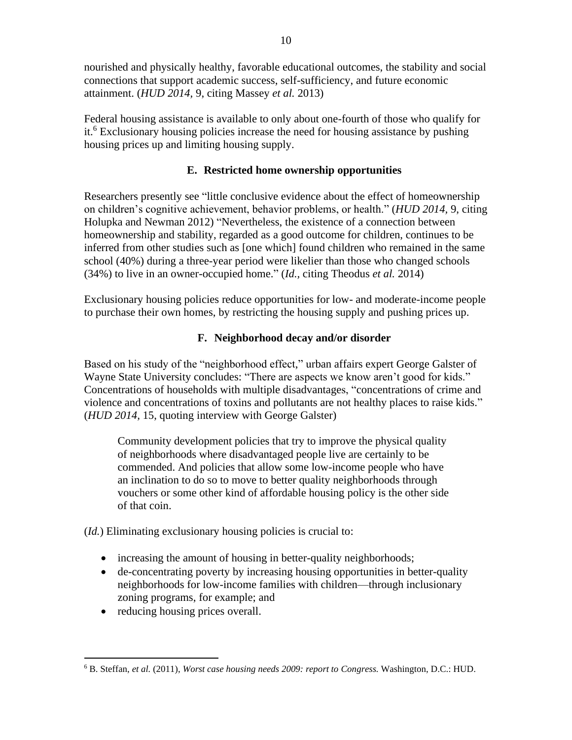nourished and physically healthy, favorable educational outcomes, the stability and social connections that support academic success, self-sufficiency, and future economic attainment. (*HUD 2014,* 9, citing Massey *et al.* 2013)

Federal housing assistance is available to only about one-fourth of those who qualify for it.[6] Exclusionary housing policies increase the need for housing assistance by pushing housing prices up and limiting housing supply.

### E. Restricted home ownership opportunities

Researchers presently see "little conclusive evidence about the effect of homeownership on children's cognitive achievement, behavior problems, or health." (*HUD 2014,* 9, citing Holupka and Newman 2012) "Nevertheless, the existence of a connection between homeownership and stability, regarded as a good outcome for children, continues to be inferred from other studies such as [one which] found children who remained in the same school (40%) during a three-year period were likelier than those who changed schools (34%) to live in an owner-occupied home." (*Id.,* citing Theodus *et al.* 2014)

Exclusionary housing policies reduce opportunities for low- and moderate-income people to purchase their own homes, by restricting the housing supply and pushing prices up.

### F. Neighborhood decay and/or disorder

Based on his study of the "neighborhood effect," urban affairs expert George Galster of Wayne State University concludes: "There are aspects we know aren't good for kids." Concentrations of households with multiple disadvantages, "concentrations of crime and violence and concentrations of toxins and pollutants are not healthy places to raise kids." (*HUD 2014*, 15, quoting interview with George Galster)

> Community development policies that try to improve the physical quality of neighborhoods where disadvantaged people live are certainly to be commended. And policies that allow some low-income people who have an inclination to do so to move to better quality neighborhoods through vouchers or some other kind of affordable housing policy is the other side of that coin.

(*Id.*) Eliminating exclusionary housing policies is crucial to:

- increasing the amount of housing in better-quality neighborhoods;
- de-concentrating poverty by increasing housing opportunities in better-quality neighborhoods for low-income families with children—through inclusionary zoning programs, for example; and
- reducing housing prices overall.

---

[6] B. Steffan, *et al.* (2011), *Worst case housing needs 2009: report to Congress.* Washington, D.C.: HUD.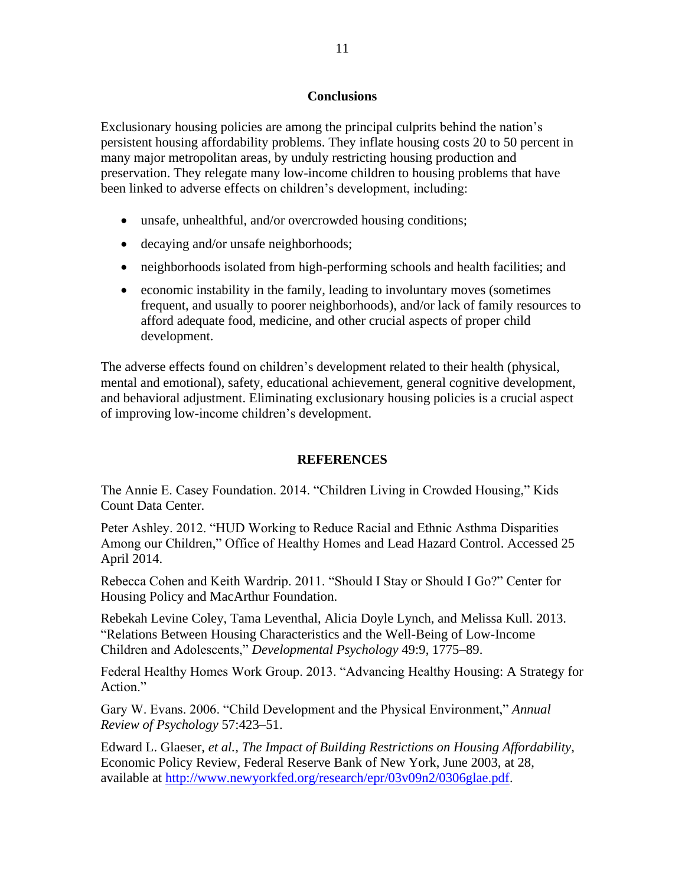## Conclusions

Exclusionary housing policies are among the principal culprits behind the nation's persistent housing affordability problems. They inflate housing costs 20 to 50 percent in many major metropolitan areas, by unduly restricting housing production and preservation. They relegate many low-income children to housing problems that have been linked to adverse effects on children's development, including:

- unsafe, unhealthful, and/or overcrowded housing conditions;
- decaying and/or unsafe neighborhoods;
- neighborhoods isolated from high-performing schools and health facilities; and
- economic instability in the family, leading to involuntary moves (sometimes frequent, and usually to poorer neighborhoods), and/or lack of family resources to afford adequate food, medicine, and other crucial aspects of proper child development.

The adverse effects found on children's development related to their health (physical, mental and emotional), safety, educational achievement, general cognitive development, and behavioral adjustment. Eliminating exclusionary housing policies is a crucial aspect of improving low-income children's development.

## REFERENCES

The Annie E. Casey Foundation. 2014. "Children Living in Crowded Housing," Kids Count Data Center.

Peter Ashley. 2012. "HUD Working to Reduce Racial and Ethnic Asthma Disparities Among our Children," Office of Healthy Homes and Lead Hazard Control. Accessed 25 April 2014.

Rebecca Cohen and Keith Wardrip. 2011. "Should I Stay or Should I Go?" Center for Housing Policy and MacArthur Foundation.

Rebekah Levine Coley, Tama Leventhal, Alicia Doyle Lynch, and Melissa Kull. 2013. "Relations Between Housing Characteristics and the Well-Being of Low-Income Children and Adolescents," *Developmental Psychology* 49:9, 1775–89.

Federal Healthy Homes Work Group. 2013. "Advancing Healthy Housing: A Strategy for Action."

Gary W. Evans. 2006. "Child Development and the Physical Environment," *Annual Review of Psychology* 57:423–51.

Edward L. Glaeser, *et al.*, *The Impact of Building Restrictions on Housing Affordability*, Economic Policy Review, Federal Reserve Bank of New York, June 2003, at 28, available at [http://www.newyorkfed.org/research/epr/03v09n2/0306glae.pdf](http://www.newyorkfed.org/research/epr/03v09n2/0306glae.pdf).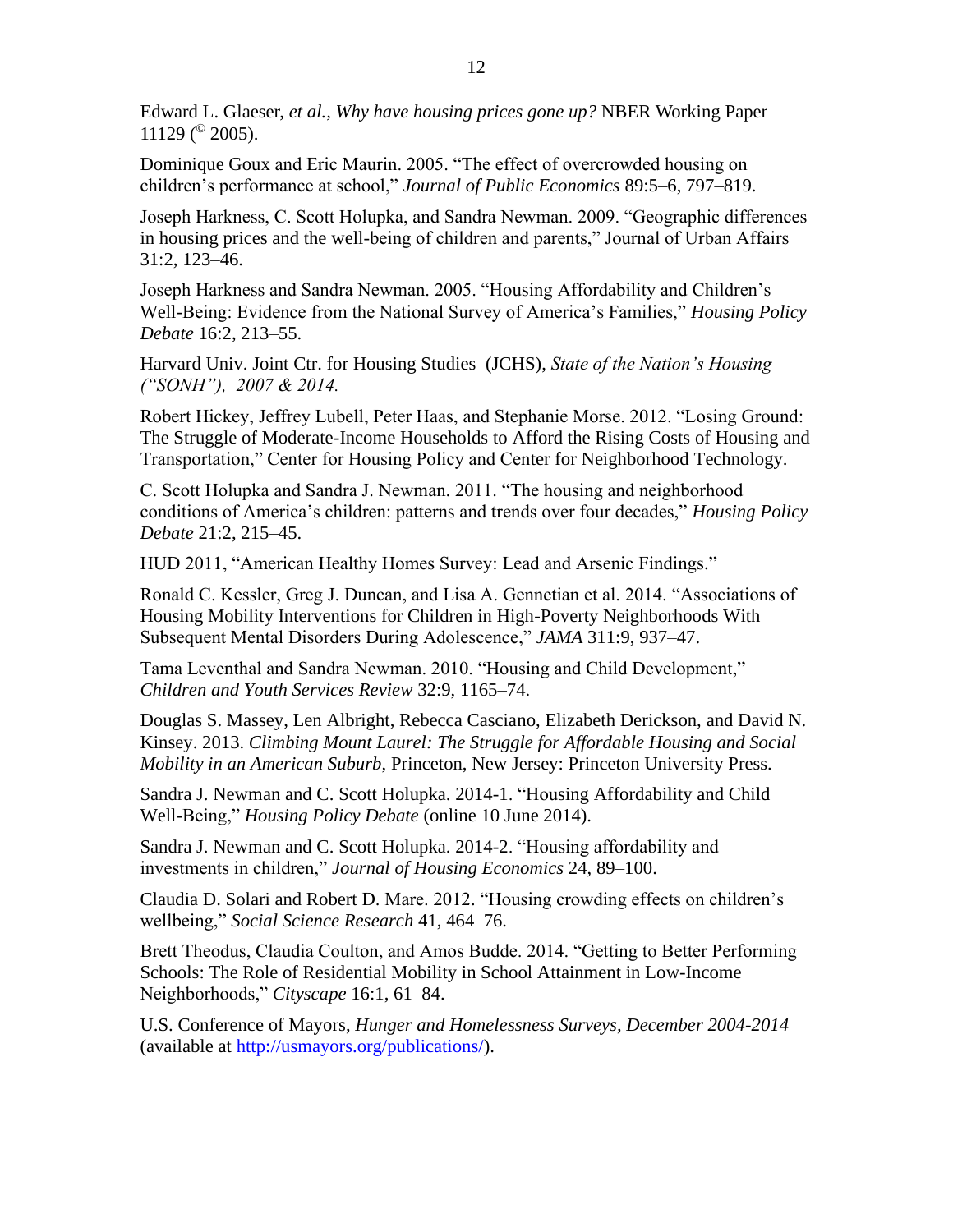Edward L. Glaeser, *et al., Why have housing prices gone up?* NBER Working Paper 11129 (© 2005).

Dominique Goux and Eric Maurin. 2005. "The effect of overcrowded housing on children's performance at school," *Journal of Public Economics* 89:5–6, 797–819.

Joseph Harkness, C. Scott Holupka, and Sandra Newman. 2009. "Geographic differences in housing prices and the well-being of children and parents," Journal of Urban Affairs 31:2, 123–46.

Joseph Harkness and Sandra Newman. 2005. "Housing Affordability and Children's Well-Being: Evidence from the National Survey of America's Families," *Housing Policy Debate* 16:2, 213–55.

Harvard Univ. Joint Ctr. for Housing Studies (JCHS), *State of the Nation's Housing ("SONH"), 2007 & 2014.*

Robert Hickey, Jeffrey Lubell, Peter Haas, and Stephanie Morse. 2012. "Losing Ground: The Struggle of Moderate-Income Households to Afford the Rising Costs of Housing and Transportation," Center for Housing Policy and Center for Neighborhood Technology.

C. Scott Holupka and Sandra J. Newman. 2011. "The housing and neighborhood conditions of America's children: patterns and trends over four decades," *Housing Policy Debate* 21:2, 215–45.

HUD 2011, "American Healthy Homes Survey: Lead and Arsenic Findings."

Ronald C. Kessler, Greg J. Duncan, and Lisa A. Gennetian et al. 2014. "Associations of Housing Mobility Interventions for Children in High-Poverty Neighborhoods With Subsequent Mental Disorders During Adolescence," *JAMA* 311:9, 937–47.

Tama Leventhal and Sandra Newman. 2010. "Housing and Child Development," *Children and Youth Services Review* 32:9, 1165–74.

Douglas S. Massey, Len Albright, Rebecca Casciano, Elizabeth Derickson, and David N. Kinsey. 2013. *Climbing Mount Laurel: The Struggle for Affordable Housing and Social Mobility in an American Suburb*, Princeton, New Jersey: Princeton University Press.

Sandra J. Newman and C. Scott Holupka. 2014-1. "Housing Affordability and Child Well-Being," *Housing Policy Debate* (online 10 June 2014).

Sandra J. Newman and C. Scott Holupka. 2014-2. "Housing affordability and investments in children," *Journal of Housing Economics* 24, 89–100.

Claudia D. Solari and Robert D. Mare. 2012. "Housing crowding effects on children's wellbeing," *Social Science Research* 41, 464–76.

Brett Theodus, Claudia Coulton, and Amos Budde. 2014. "Getting to Better Performing Schools: The Role of Residential Mobility in School Attainment in Low-Income Neighborhoods," *Cityscape* 16:1, 61–84.

U.S. Conference of Mayors, *Hunger and Homelessness Surveys, December 2004-2014* (available at http://usmayors.org/publications/).